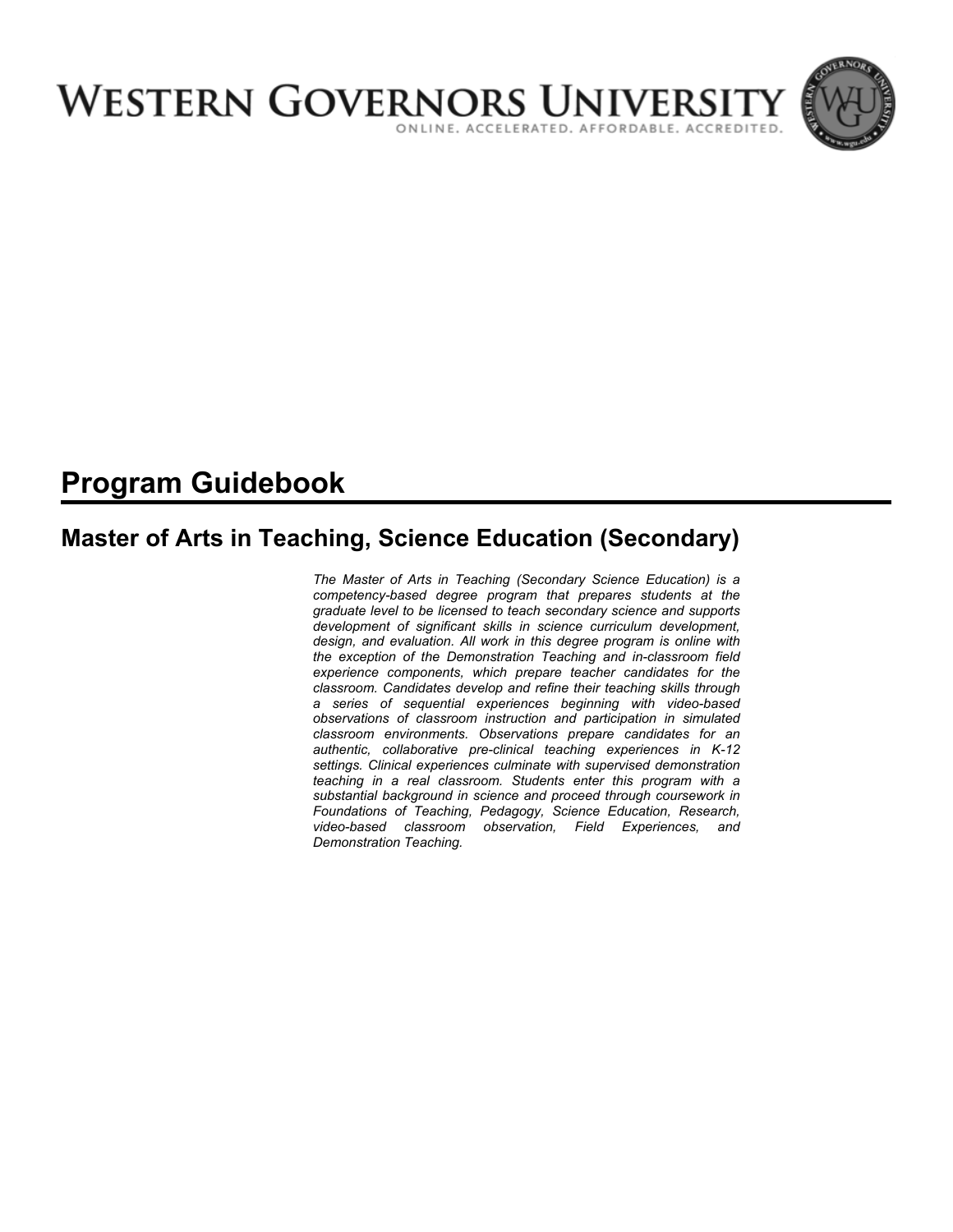# WESTERN GOVERNORS UNIVERSITY

ONLINE. ACCELERATED. AFFORDABLE. ACCREDITED.

# Program Guidebook

## Master of Arts in Teaching, Science Education (Secondary)

*The Master of Arts in Teaching (Secondary Science Education) is a competency-based degree program that prepares students at the graduate level to be licensed to teach secondary science and supports development of significant skills in science curriculum development, design, and evaluation. All work in this degree program is online with the exception of the Demonstration Teaching and in-classroom field experience components, which prepare teacher candidates for the classroom. Candidates develop and refine their teaching skills through a series of sequential experiences beginning with video-based observations of classroom instruction and participation in simulated classroom environments. Observations prepare candidates for an authentic, collaborative pre-clinical teaching experiences in K-12 settings. Clinical experiences culminate with supervised demonstration teaching in a real classroom. Students enter this program with a substantial background in science and proceed through coursework in Foundations of Teaching, Pedagogy, Science Education, Research, video-based classroom observation, Field Experiences, and Demonstration Teaching.*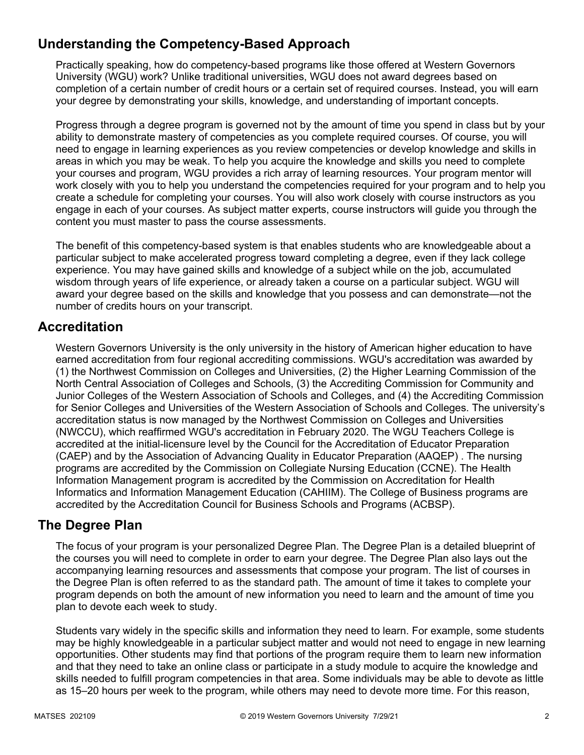## Understanding the Competency-Based Approach

Practically speaking, how do competency-based programs like those offered at Western Governors University (WGU) work? Unlike traditional universities, WGU does not award degrees based on completion of a certain number of credit hours or a certain set of required courses. Instead, you will earn your degree by demonstrating your skills, knowledge, and understanding of important concepts.

Progress through a degree program is governed not by the amount of time you spend in class but by your ability to demonstrate mastery of competencies as you complete required courses. Of course, you will need to engage in learning experiences as you review competencies or develop knowledge and skills in areas in which you may be weak. To help you acquire the knowledge and skills you need to complete your courses and program, WGU provides a rich array of learning resources. Your program mentor will work closely with you to help you understand the competencies required for your program and to help you create a schedule for completing your courses. You will also work closely with course instructors as you engage in each of your courses. As subject matter experts, course instructors will guide you through the content you must master to pass the course assessments.

The benefit of this competency-based system is that enables students who are knowledgeable about a particular subject to make accelerated progress toward completing a degree, even if they lack college experience. You may have gained skills and knowledge of a subject while on the job, accumulated wisdom through years of life experience, or already taken a course on a particular subject. WGU will award your degree based on the skills and knowledge that you possess and can demonstrate—not the number of credits hours on your transcript.

## Accreditation

Western Governors University is the only university in the history of American higher education to have earned accreditation from four regional accrediting commissions. WGU's accreditation was awarded by (1) the Northwest Commission on Colleges and Universities, (2) the Higher Learning Commission of the North Central Association of Colleges and Schools, (3) the Accrediting Commission for Community and Junior Colleges of the Western Association of Schools and Colleges, and (4) the Accrediting Commission for Senior Colleges and Universities of the Western Association of Schools and Colleges. The university's accreditation status is now managed by the Northwest Commission on Colleges and Universities (NWCCU), which reaffirmed WGU's accreditation in February 2020. The WGU Teachers College is accredited at the initial-licensure level by the Council for the Accreditation of Educator Preparation (CAEP) and by the Association of Advancing Quality in Educator Preparation (AAQEP) . The nursing programs are accredited by the Commission on Collegiate Nursing Education (CCNE). The Health Information Management program is accredited by the Commission on Accreditation for Health Informatics and Information Management Education (CAHIIM). The College of Business programs are accredited by the Accreditation Council for Business Schools and Programs (ACBSP).

## The Degree Plan

The focus of your program is your personalized Degree Plan. The Degree Plan is a detailed blueprint of the courses you will need to complete in order to earn your degree. The Degree Plan also lays out the accompanying learning resources and assessments that compose your program. The list of courses in the Degree Plan is often referred to as the standard path. The amount of time it takes to complete your program depends on both the amount of new information you need to learn and the amount of time you plan to devote each week to study.

Students vary widely in the specific skills and information they need to learn. For example, some students may be highly knowledgeable in a particular subject matter and would not need to engage in new learning opportunities. Other students may find that portions of the program require them to learn new information and that they need to take an online class or participate in a study module to acquire the knowledge and skills needed to fulfill program competencies in that area. Some individuals may be able to devote as little as 15–20 hours per week to the program, while others may need to devote more time. For this reason,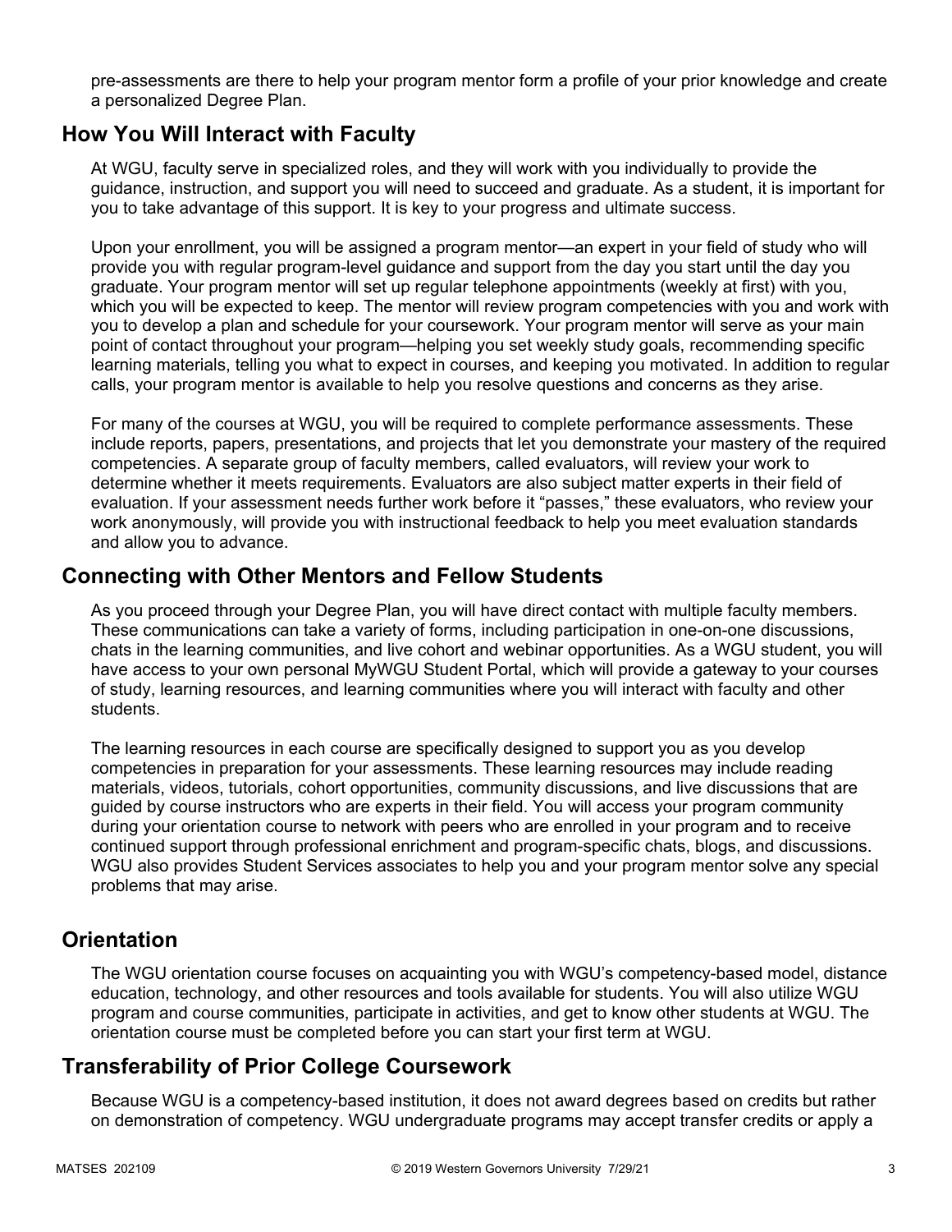pre-assessments are there to help your program mentor form a profile of your prior knowledge and create a personalized Degree Plan.

## How You Will Interact with Faculty

At WGU, faculty serve in specialized roles, and they will work with you individually to provide the guidance, instruction, and support you will need to succeed and graduate. As a student, it is important for you to take advantage of this support. It is key to your progress and ultimate success.

Upon your enrollment, you will be assigned a program mentor—an expert in your field of study who will provide you with regular program-level guidance and support from the day you start until the day you graduate. Your program mentor will set up regular telephone appointments (weekly at first) with you, which you will be expected to keep. The mentor will review program competencies with you and work with you to develop a plan and schedule for your coursework. Your program mentor will serve as your main point of contact throughout your program—helping you set weekly study goals, recommending specific learning materials, telling you what to expect in courses, and keeping you motivated. In addition to regular calls, your program mentor is available to help you resolve questions and concerns as they arise.

For many of the courses at WGU, you will be required to complete performance assessments. These include reports, papers, presentations, and projects that let you demonstrate your mastery of the required competencies. A separate group of faculty members, called evaluators, will review your work to determine whether it meets requirements. Evaluators are also subject matter experts in their field of evaluation. If your assessment needs further work before it "passes," these evaluators, who review your work anonymously, will provide you with instructional feedback to help you meet evaluation standards and allow you to advance.

## Connecting with Other Mentors and Fellow Students

As you proceed through your Degree Plan, you will have direct contact with multiple faculty members. These communications can take a variety of forms, including participation in one-on-one discussions, chats in the learning communities, and live cohort and webinar opportunities. As a WGU student, you will have access to your own personal MyWGU Student Portal, which will provide a gateway to your courses of study, learning resources, and learning communities where you will interact with faculty and other students.

The learning resources in each course are specifically designed to support you as you develop competencies in preparation for your assessments. These learning resources may include reading materials, videos, tutorials, cohort opportunities, community discussions, and live discussions that are guided by course instructors who are experts in their field. You will access your program community during your orientation course to network with peers who are enrolled in your program and to receive continued support through professional enrichment and program-specific chats, blogs, and discussions. WGU also provides Student Services associates to help you and your program mentor solve any special problems that may arise.

## Orientation

The WGU orientation course focuses on acquainting you with WGU's competency-based model, distance education, technology, and other resources and tools available for students. You will also utilize WGU program and course communities, participate in activities, and get to know other students at WGU. The orientation course must be completed before you can start your first term at WGU.

## Transferability of Prior College Coursework

Because WGU is a competency-based institution, it does not award degrees based on credits but rather on demonstration of competency. WGU undergraduate programs may accept transfer credits or apply a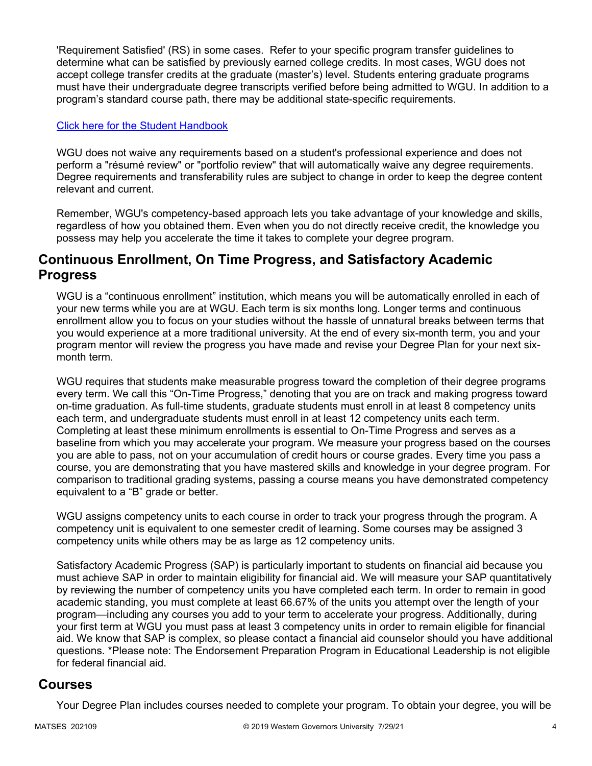'Requirement Satisfied' (RS) in some cases. Refer to your specific program transfer guidelines to determine what can be satisfied by previously earned college credits. In most cases, WGU does not accept college transfer credits at the graduate (master's) level. Students entering graduate programs must have their undergraduate degree transcripts verified before being admitted to WGU. In addition to a program's standard course path, there may be additional state-specific requirements.

Click here for the Student Handbook

WGU does not waive any requirements based on a student's professional experience and does not perform a "résumé review" or "portfolio review" that will automatically waive any degree requirements. Degree requirements and transferability rules are subject to change in order to keep the degree content relevant and current.

Remember, WGU's competency-based approach lets you take advantage of your knowledge and skills, regardless of how you obtained them. Even when you do not directly receive credit, the knowledge you possess may help you accelerate the time it takes to complete your degree program.

## Continuous Enrollment, On Time Progress, and Satisfactory Academic Progress

WGU is a "continuous enrollment" institution, which means you will be automatically enrolled in each of your new terms while you are at WGU. Each term is six months long. Longer terms and continuous enrollment allow you to focus on your studies without the hassle of unnatural breaks between terms that you would experience at a more traditional university. At the end of every six-month term, you and your program mentor will review the progress you have made and revise your Degree Plan for your next six-month term.

WGU requires that students make measurable progress toward the completion of their degree programs every term. We call this "On-Time Progress," denoting that you are on track and making progress toward on-time graduation. As full-time students, graduate students must enroll in at least 8 competency units each term, and undergraduate students must enroll in at least 12 competency units each term. Completing at least these minimum enrollments is essential to On-Time Progress and serves as a baseline from which you may accelerate your program. We measure your progress based on the courses you are able to pass, not on your accumulation of credit hours or course grades. Every time you pass a course, you are demonstrating that you have mastered skills and knowledge in your degree program. For comparison to traditional grading systems, passing a course means you have demonstrated competency equivalent to a "B" grade or better.

WGU assigns competency units to each course in order to track your progress through the program. A competency unit is equivalent to one semester credit of learning. Some courses may be assigned 3 competency units while others may be as large as 12 competency units.

Satisfactory Academic Progress (SAP) is particularly important to students on financial aid because you must achieve SAP in order to maintain eligibility for financial aid. We will measure your SAP quantitatively by reviewing the number of competency units you have completed each term. In order to remain in good academic standing, you must complete at least 66.67% of the units you attempt over the length of your program—including any courses you add to your term to accelerate your progress. Additionally, during your first term at WGU you must pass at least 3 competency units in order to remain eligible for financial aid. We know that SAP is complex, so please contact a financial aid counselor should you have additional questions. *Please note: The Endorsement Preparation Program in Educational Leadership is not eligible for federal financial aid.

## Courses

Your Degree Plan includes courses needed to complete your program. To obtain your degree, you will be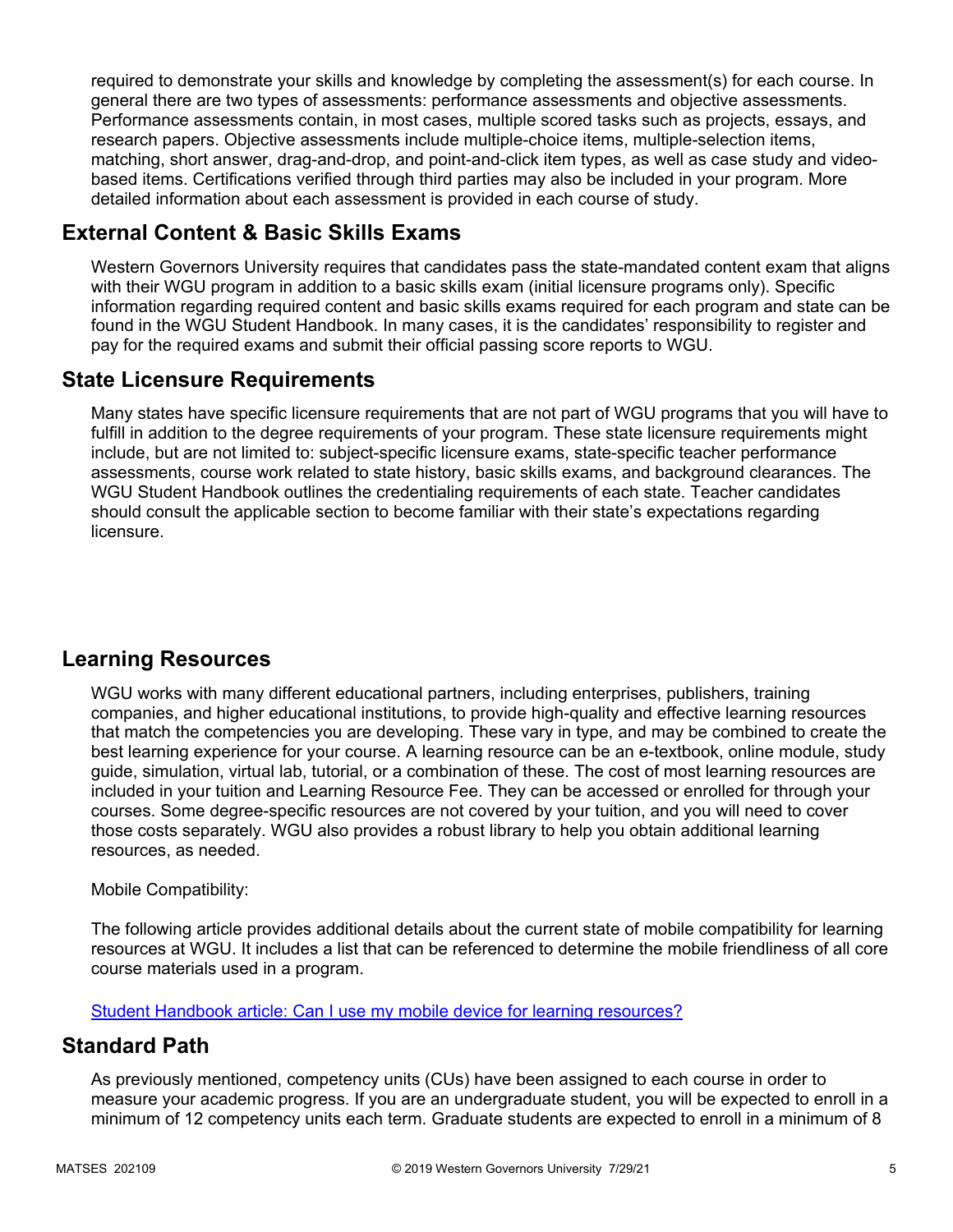required to demonstrate your skills and knowledge by completing the assessment(s) for each course. In general there are two types of assessments: performance assessments and objective assessments. Performance assessments contain, in most cases, multiple scored tasks such as projects, essays, and research papers. Objective assessments include multiple-choice items, multiple-selection items, matching, short answer, drag-and-drop, and point-and-click item types, as well as case study and video-based items. Certifications verified through third parties may also be included in your program. More detailed information about each assessment is provided in each course of study.

## External Content & Basic Skills Exams

Western Governors University requires that candidates pass the state-mandated content exam that aligns with their WGU program in addition to a basic skills exam (initial licensure programs only). Specific information regarding required content and basic skills exams required for each program and state can be found in the WGU Student Handbook. In many cases, it is the candidates' responsibility to register and pay for the required exams and submit their official passing score reports to WGU.

## State Licensure Requirements

Many states have specific licensure requirements that are not part of WGU programs that you will have to fulfill in addition to the degree requirements of your program. These state licensure requirements might include, but are not limited to: subject-specific licensure exams, state-specific teacher performance assessments, course work related to state history, basic skills exams, and background clearances. The WGU Student Handbook outlines the credentialing requirements of each state. Teacher candidates should consult the applicable section to become familiar with their state's expectations regarding licensure.

## Learning Resources

WGU works with many different educational partners, including enterprises, publishers, training companies, and higher educational institutions, to provide high-quality and effective learning resources that match the competencies you are developing. These vary in type, and may be combined to create the best learning experience for your course. A learning resource can be an e-textbook, online module, study guide, simulation, virtual lab, tutorial, or a combination of these. The cost of most learning resources are included in your tuition and Learning Resource Fee. They can be accessed or enrolled for through your courses. Some degree-specific resources are not covered by your tuition, and you will need to cover those costs separately. WGU also provides a robust library to help you obtain additional learning resources, as needed.

Mobile Compatibility:

The following article provides additional details about the current state of mobile compatibility for learning resources at WGU. It includes a list that can be referenced to determine the mobile friendliness of all core course materials used in a program.

[Student Handbook article: Can I use my mobile device for learning resources?]

## Standard Path

As previously mentioned, competency units (CUs) have been assigned to each course in order to measure your academic progress. If you are an undergraduate student, you will be expected to enroll in a minimum of 12 competency units each term. Graduate students are expected to enroll in a minimum of 8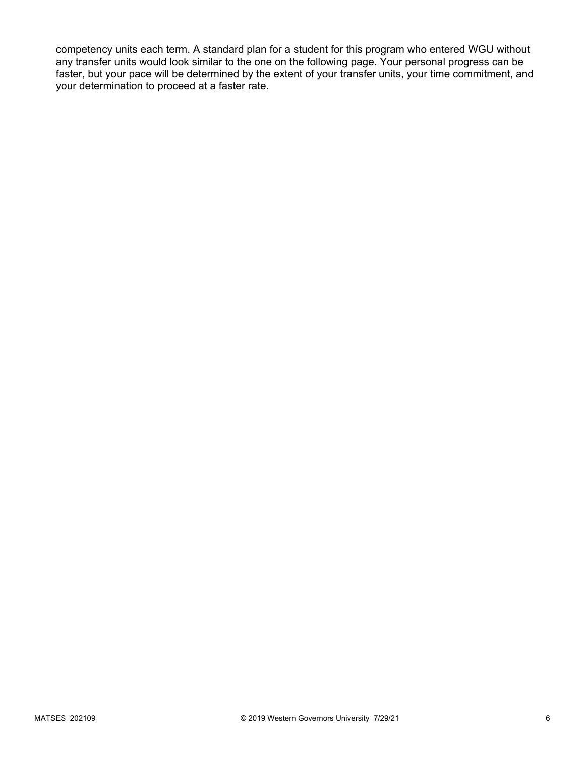competency units each term. A standard plan for a student for this program who entered WGU without any transfer units would look similar to the one on the following page. Your personal progress can be faster, but your pace will be determined by the extent of your transfer units, your time commitment, and your determination to proceed at a faster rate.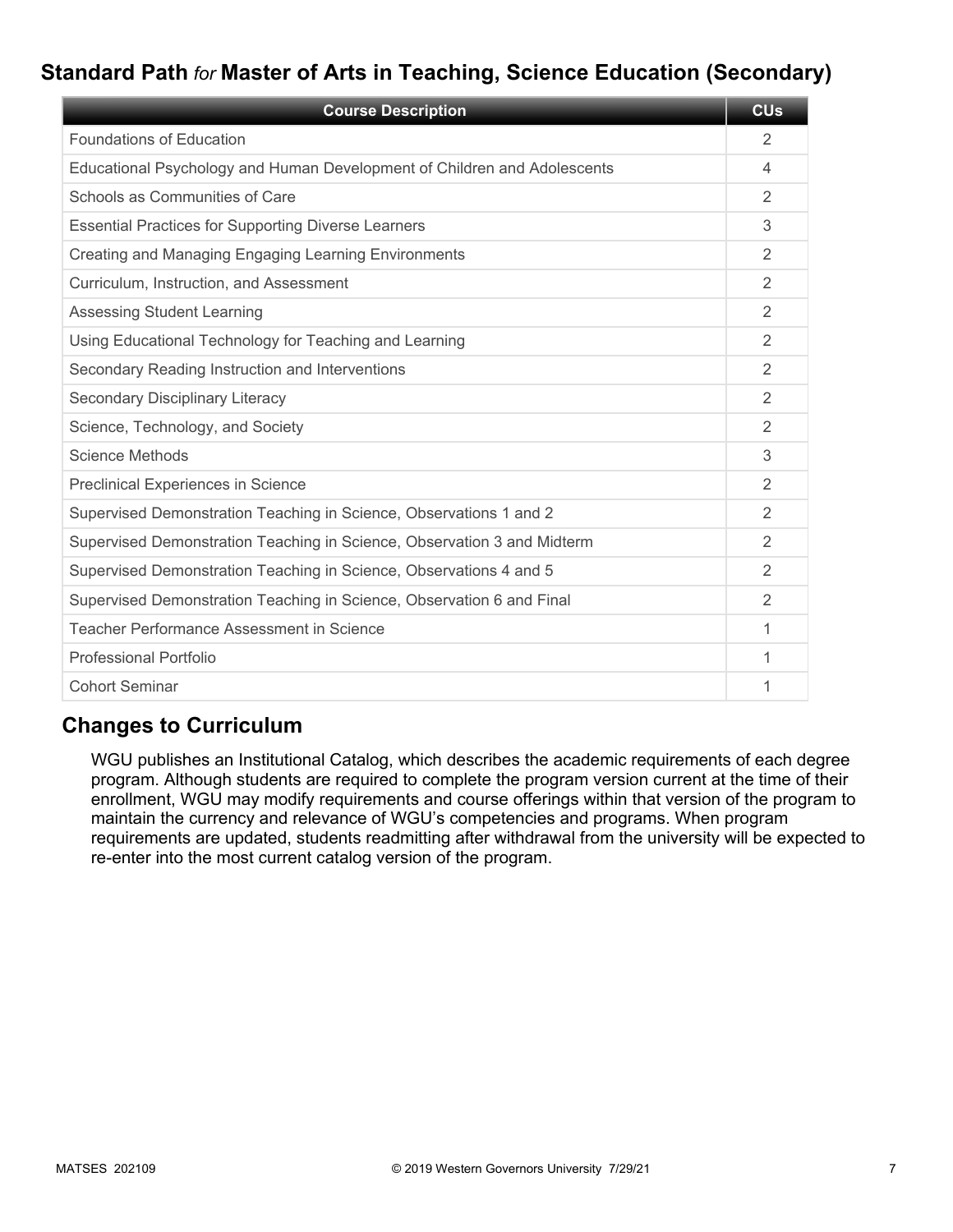## Standard Path *for* Master of Arts in Teaching, Science Education (Secondary)

| Course Description | CUs |
|---|---|
| Foundations of Education | 2 |
| Educational Psychology and Human Development of Children and Adolescents | 4 |
| Schools as Communities of Care | 2 |
| Essential Practices for Supporting Diverse Learners | 3 |
| Creating and Managing Engaging Learning Environments | 2 |
| Curriculum, Instruction, and Assessment | 2 |
| Assessing Student Learning | 2 |
| Using Educational Technology for Teaching and Learning | 2 |
| Secondary Reading Instruction and Interventions | 2 |
| Secondary Disciplinary Literacy | 2 |
| Science, Technology, and Society | 2 |
| Science Methods | 3 |
| Preclinical Experiences in Science | 2 |
| Supervised Demonstration Teaching in Science, Observations 1 and 2 | 2 |
| Supervised Demonstration Teaching in Science, Observation 3 and Midterm | 2 |
| Supervised Demonstration Teaching in Science, Observations 4 and 5 | 2 |
| Supervised Demonstration Teaching in Science, Observation 6 and Final | 2 |
| Teacher Performance Assessment in Science | 1 |
| Professional Portfolio | 1 |
| Cohort Seminar | 1 |

## Changes to Curriculum

WGU publishes an Institutional Catalog, which describes the academic requirements of each degree program. Although students are required to complete the program version current at the time of their enrollment, WGU may modify requirements and course offerings within that version of the program to maintain the currency and relevance of WGU's competencies and programs. When program requirements are updated, students readmitting after withdrawal from the university will be expected to re-enter into the most current catalog version of the program.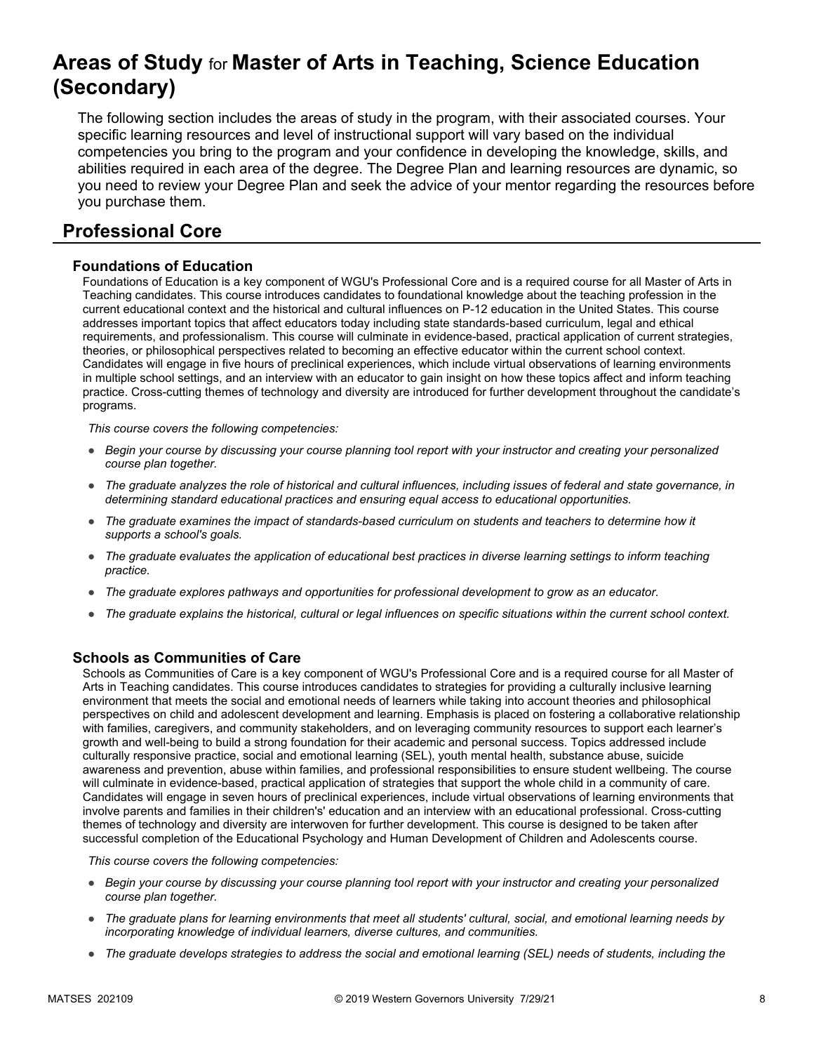# Areas of Study for Master of Arts in Teaching, Science Education (Secondary)

The following section includes the areas of study in the program, with their associated courses. Your specific learning resources and level of instructional support will vary based on the individual competencies you bring to the program and your confidence in developing the knowledge, skills, and abilities required in each area of the degree. The Degree Plan and learning resources are dynamic, so you need to review your Degree Plan and seek the advice of your mentor regarding the resources before you purchase them.

## Professional Core

### Foundations of Education

Foundations of Education is a key component of WGU's Professional Core and is a required course for all Master of Arts in Teaching candidates. This course introduces candidates to foundational knowledge about the teaching profession in the current educational context and the historical and cultural influences on P-12 education in the United States. This course addresses important topics that affect educators today including state standards-based curriculum, legal and ethical requirements, and professionalism. This course will culminate in evidence-based, practical application of current strategies, theories, or philosophical perspectives related to becoming an effective educator within the current school context. Candidates will engage in five hours of preclinical experiences, which include virtual observations of learning environments in multiple school settings, and an interview with an educator to gain insight on how these topics affect and inform teaching practice. Cross-cutting themes of technology and diversity are introduced for further development throughout the candidate's programs.

*This course covers the following competencies:*

- *Begin your course by discussing your course planning tool report with your instructor and creating your personalized course plan together.*
- *The graduate analyzes the role of historical and cultural influences, including issues of federal and state governance, in determining standard educational practices and ensuring equal access to educational opportunities.*
- *The graduate examines the impact of standards-based curriculum on students and teachers to determine how it supports a school's goals.*
- *The graduate evaluates the application of educational best practices in diverse learning settings to inform teaching practice.*
- *The graduate explores pathways and opportunities for professional development to grow as an educator.*
- *The graduate explains the historical, cultural or legal influences on specific situations within the current school context.*

### Schools as Communities of Care

Schools as Communities of Care is a key component of WGU's Professional Core and is a required course for all Master of Arts in Teaching candidates. This course introduces candidates to strategies for providing a culturally inclusive learning environment that meets the social and emotional needs of learners while taking into account theories and philosophical perspectives on child and adolescent development and learning. Emphasis is placed on fostering a collaborative relationship with families, caregivers, and community stakeholders, and on leveraging community resources to support each learner's growth and well-being to build a strong foundation for their academic and personal success. Topics addressed include culturally responsive practice, social and emotional learning (SEL), youth mental health, substance abuse, suicide awareness and prevention, abuse within families, and professional responsibilities to ensure student wellbeing. The course will culminate in evidence-based, practical application of strategies that support the whole child in a community of care. Candidates will engage in seven hours of preclinical experiences, include virtual observations of learning environments that involve parents and families in their children's' education and an interview with an educational professional. Cross-cutting themes of technology and diversity are interwoven for further development. This course is designed to be taken after successful completion of the Educational Psychology and Human Development of Children and Adolescents course.

*This course covers the following competencies:*

- *Begin your course by discussing your course planning tool report with your instructor and creating your personalized course plan together.*
- *The graduate plans for learning environments that meet all students' cultural, social, and emotional learning needs by incorporating knowledge of individual learners, diverse cultures, and communities.*
- *The graduate develops strategies to address the social and emotional learning (SEL) needs of students, including the*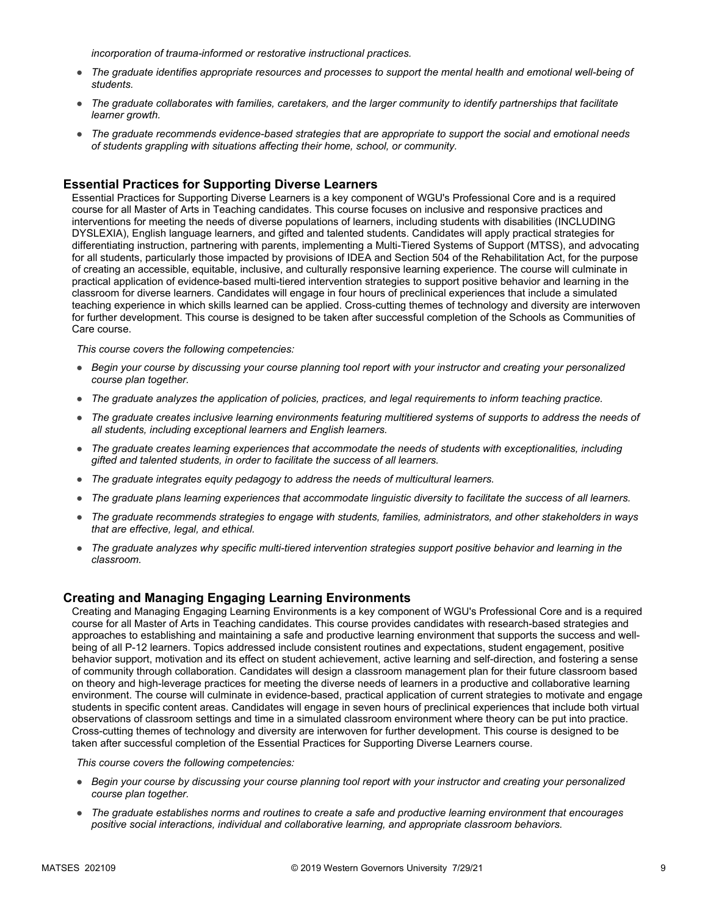*incorporation of trauma-informed or restorative instructional practices.*

- *The graduate identifies appropriate resources and processes to support the mental health and emotional well-being of students.*
- *The graduate collaborates with families, caretakers, and the larger community to identify partnerships that facilitate learner growth.*
- *The graduate recommends evidence-based strategies that are appropriate to support the social and emotional needs of students grappling with situations affecting their home, school, or community.*

## Essential Practices for Supporting Diverse Learners

Essential Practices for Supporting Diverse Learners is a key component of WGU's Professional Core and is a required course for all Master of Arts in Teaching candidates. This course focuses on inclusive and responsive practices and interventions for meeting the needs of diverse populations of learners, including students with disabilities (INCLUDING DYSLEXIA), English language learners, and gifted and talented students. Candidates will apply practical strategies for differentiating instruction, partnering with parents, implementing a Multi-Tiered Systems of Support (MTSS), and advocating for all students, particularly those impacted by provisions of IDEA and Section 504 of the Rehabilitation Act, for the purpose of creating an accessible, equitable, inclusive, and culturally responsive learning experience. The course will culminate in practical application of evidence-based multi-tiered intervention strategies to support positive behavior and learning in the classroom for diverse learners. Candidates will engage in four hours of preclinical experiences that include a simulated teaching experience in which skills learned can be applied. Cross-cutting themes of technology and diversity are interwoven for further development. This course is designed to be taken after successful completion of the Schools as Communities of Care course.

*This course covers the following competencies:*

- *Begin your course by discussing your course planning tool report with your instructor and creating your personalized course plan together.*
- *The graduate analyzes the application of policies, practices, and legal requirements to inform teaching practice.*
- *The graduate creates inclusive learning environments featuring multitiered systems of supports to address the needs of all students, including exceptional learners and English learners.*
- *The graduate creates learning experiences that accommodate the needs of students with exceptionalities, including gifted and talented students, in order to facilitate the success of all learners.*
- *The graduate integrates equity pedagogy to address the needs of multicultural learners.*
- *The graduate plans learning experiences that accommodate linguistic diversity to facilitate the success of all learners.*
- *The graduate recommends strategies to engage with students, families, administrators, and other stakeholders in ways that are effective, legal, and ethical.*
- *The graduate analyzes why specific multi-tiered intervention strategies support positive behavior and learning in the classroom.*

## Creating and Managing Engaging Learning Environments

Creating and Managing Engaging Learning Environments is a key component of WGU's Professional Core and is a required course for all Master of Arts in Teaching candidates. This course provides candidates with research-based strategies and approaches to establishing and maintaining a safe and productive learning environment that supports the success and well-being of all P-12 learners. Topics addressed include consistent routines and expectations, student engagement, positive behavior support, motivation and its effect on student achievement, active learning and self-direction, and fostering a sense of community through collaboration. Candidates will design a classroom management plan for their future classroom based on theory and high-leverage practices for meeting the diverse needs of learners in a productive and collaborative learning environment. The course will culminate in evidence-based, practical application of current strategies to motivate and engage students in specific content areas. Candidates will engage in seven hours of preclinical experiences that include both virtual observations of classroom settings and time in a simulated classroom environment where theory can be put into practice. Cross-cutting themes of technology and diversity are interwoven for further development. This course is designed to be taken after successful completion of the Essential Practices for Supporting Diverse Learners course.

*This course covers the following competencies:*

- *Begin your course by discussing your course planning tool report with your instructor and creating your personalized course plan together.*
- *The graduate establishes norms and routines to create a safe and productive learning environment that encourages positive social interactions, individual and collaborative learning, and appropriate classroom behaviors.*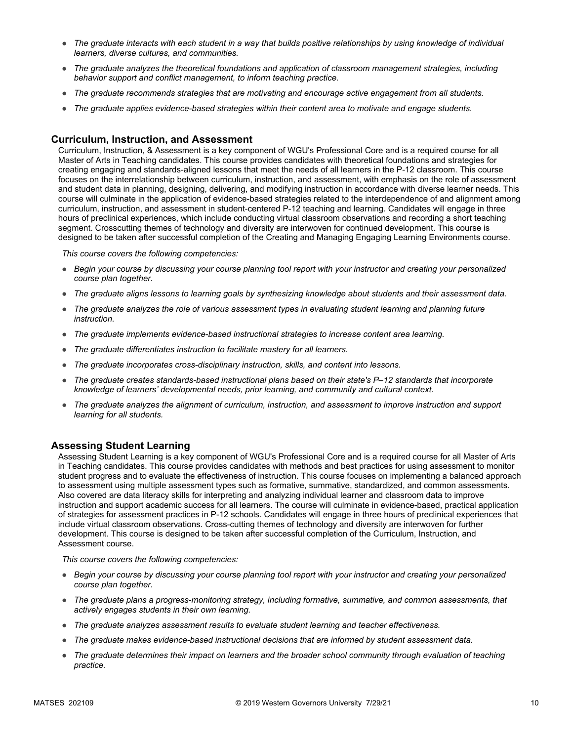- *The graduate interacts with each student in a way that builds positive relationships by using knowledge of individual learners, diverse cultures, and communities.*
- *The graduate analyzes the theoretical foundations and application of classroom management strategies, including behavior support and conflict management, to inform teaching practice.*
- *The graduate recommends strategies that are motivating and encourage active engagement from all students.*
- *The graduate applies evidence-based strategies within their content area to motivate and engage students.*

### Curriculum, Instruction, and Assessment

Curriculum, Instruction, & Assessment is a key component of WGU's Professional Core and is a required course for all Master of Arts in Teaching candidates. This course provides candidates with theoretical foundations and strategies for creating engaging and standards-aligned lessons that meet the needs of all learners in the P-12 classroom. This course focuses on the interrelationship between curriculum, instruction, and assessment, with emphasis on the role of assessment and student data in planning, designing, delivering, and modifying instruction in accordance with diverse learner needs. This course will culminate in the application of evidence-based strategies related to the interdependence of and alignment among curriculum, instruction, and assessment in student-centered P-12 teaching and learning. Candidates will engage in three hours of preclinical experiences, which include conducting virtual classroom observations and recording a short teaching segment. Crosscutting themes of technology and diversity are interwoven for continued development. This course is designed to be taken after successful completion of the Creating and Managing Engaging Learning Environments course.

*This course covers the following competencies:*

- *Begin your course by discussing your course planning tool report with your instructor and creating your personalized course plan together.*
- *The graduate aligns lessons to learning goals by synthesizing knowledge about students and their assessment data.*
- *The graduate analyzes the role of various assessment types in evaluating student learning and planning future instruction.*
- *The graduate implements evidence-based instructional strategies to increase content area learning.*
- *The graduate differentiates instruction to facilitate mastery for all learners.*
- *The graduate incorporates cross-disciplinary instruction, skills, and content into lessons.*
- *The graduate creates standards-based instructional plans based on their state's P–12 standards that incorporate knowledge of learners' developmental needs, prior learning, and community and cultural context.*
- *The graduate analyzes the alignment of curriculum, instruction, and assessment to improve instruction and support learning for all students.*

### Assessing Student Learning

Assessing Student Learning is a key component of WGU's Professional Core and is a required course for all Master of Arts in Teaching candidates. This course provides candidates with methods and best practices for using assessment to monitor student progress and to evaluate the effectiveness of instruction. This course focuses on implementing a balanced approach to assessment using multiple assessment types such as formative, summative, standardized, and common assessments. Also covered are data literacy skills for interpreting and analyzing individual learner and classroom data to improve instruction and support academic success for all learners. The course will culminate in evidence-based, practical application of strategies for assessment practices in P-12 schools. Candidates will engage in three hours of preclinical experiences that include virtual classroom observations. Cross-cutting themes of technology and diversity are interwoven for further development. This course is designed to be taken after successful completion of the Curriculum, Instruction, and Assessment course.

*This course covers the following competencies:*

- *Begin your course by discussing your course planning tool report with your instructor and creating your personalized course plan together.*
- *The graduate plans a progress-monitoring strategy, including formative, summative, and common assessments, that actively engages students in their own learning.*
- *The graduate analyzes assessment results to evaluate student learning and teacher effectiveness.*
- *The graduate makes evidence-based instructional decisions that are informed by student assessment data.*
- *The graduate determines their impact on learners and the broader school community through evaluation of teaching practice.*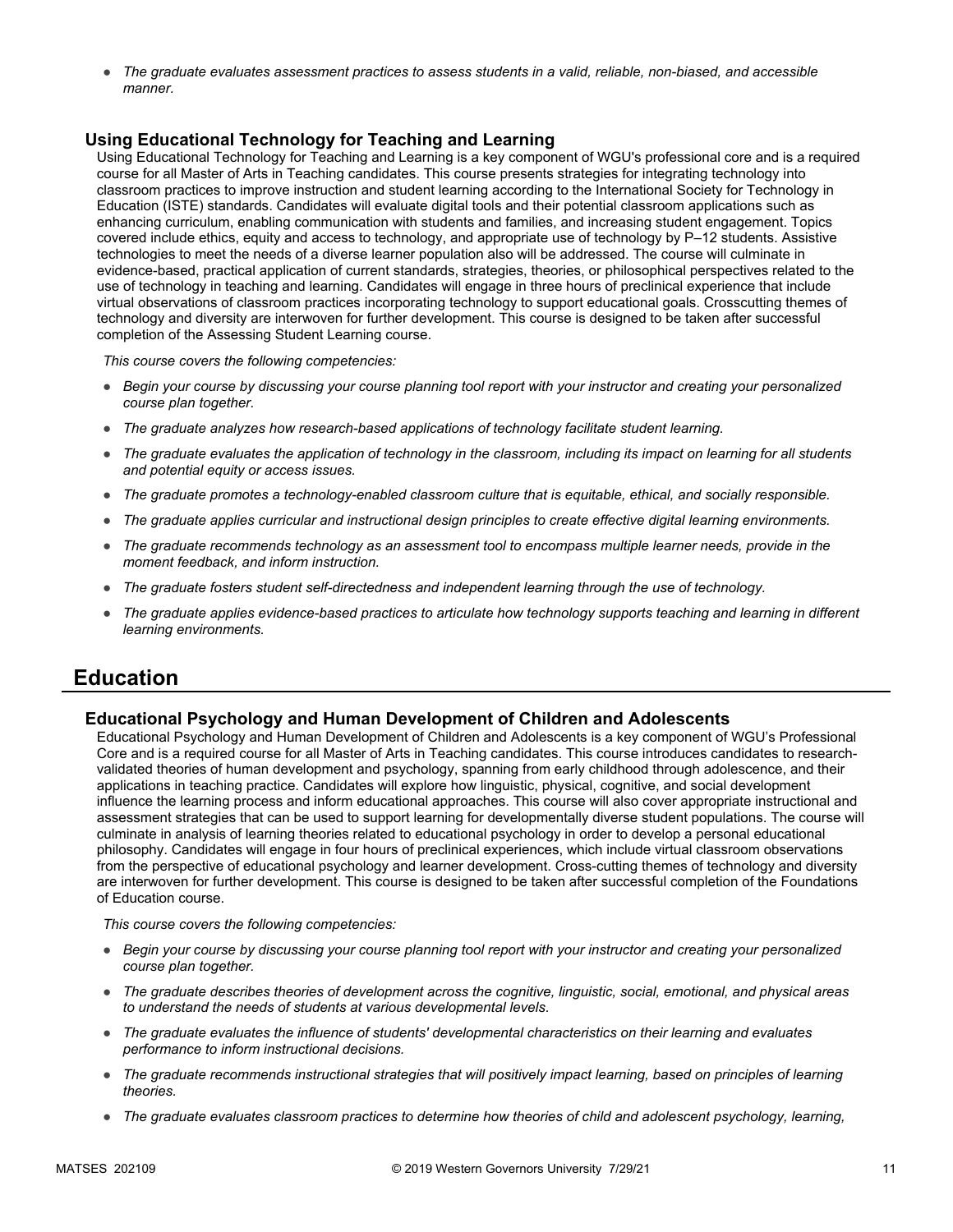- *The graduate evaluates assessment practices to assess students in a valid, reliable, non-biased, and accessible manner.*

### Using Educational Technology for Teaching and Learning

Using Educational Technology for Teaching and Learning is a key component of WGU's professional core and is a required course for all Master of Arts in Teaching candidates. This course presents strategies for integrating technology into classroom practices to improve instruction and student learning according to the International Society for Technology in Education (ISTE) standards. Candidates will evaluate digital tools and their potential classroom applications such as enhancing curriculum, enabling communication with students and families, and increasing student engagement. Topics covered include ethics, equity and access to technology, and appropriate use of technology by P–12 students. Assistive technologies to meet the needs of a diverse learner population also will be addressed. The course will culminate in evidence-based, practical application of current standards, strategies, theories, or philosophical perspectives related to the use of technology in teaching and learning. Candidates will engage in three hours of preclinical experience that include virtual observations of classroom practices incorporating technology to support educational goals. Crosscutting themes of technology and diversity are interwoven for further development. This course is designed to be taken after successful completion of the Assessing Student Learning course.

*This course covers the following competencies:*

- *Begin your course by discussing your course planning tool report with your instructor and creating your personalized course plan together.*
- *The graduate analyzes how research-based applications of technology facilitate student learning.*
- *The graduate evaluates the application of technology in the classroom, including its impact on learning for all students and potential equity or access issues.*
- *The graduate promotes a technology-enabled classroom culture that is equitable, ethical, and socially responsible.*
- *The graduate applies curricular and instructional design principles to create effective digital learning environments.*
- *The graduate recommends technology as an assessment tool to encompass multiple learner needs, provide in the moment feedback, and inform instruction.*
- *The graduate fosters student self-directedness and independent learning through the use of technology.*
- *The graduate applies evidence-based practices to articulate how technology supports teaching and learning in different learning environments.*

## Education

### Educational Psychology and Human Development of Children and Adolescents

Educational Psychology and Human Development of Children and Adolescents is a key component of WGU's Professional Core and is a required course for all Master of Arts in Teaching candidates. This course introduces candidates to research-validated theories of human development and psychology, spanning from early childhood through adolescence, and their applications in teaching practice. Candidates will explore how linguistic, physical, cognitive, and social development influence the learning process and inform educational approaches. This course will also cover appropriate instructional and assessment strategies that can be used to support learning for developmentally diverse student populations. The course will culminate in analysis of learning theories related to educational psychology in order to develop a personal educational philosophy. Candidates will engage in four hours of preclinical experiences, which include virtual classroom observations from the perspective of educational psychology and learner development. Cross-cutting themes of technology and diversity are interwoven for further development. This course is designed to be taken after successful completion of the Foundations of Education course.

*This course covers the following competencies:*

- *Begin your course by discussing your course planning tool report with your instructor and creating your personalized course plan together.*
- *The graduate describes theories of development across the cognitive, linguistic, social, emotional, and physical areas to understand the needs of students at various developmental levels.*
- *The graduate evaluates the influence of students' developmental characteristics on their learning and evaluates performance to inform instructional decisions.*
- *The graduate recommends instructional strategies that will positively impact learning, based on principles of learning theories.*
- *The graduate evaluates classroom practices to determine how theories of child and adolescent psychology, learning,*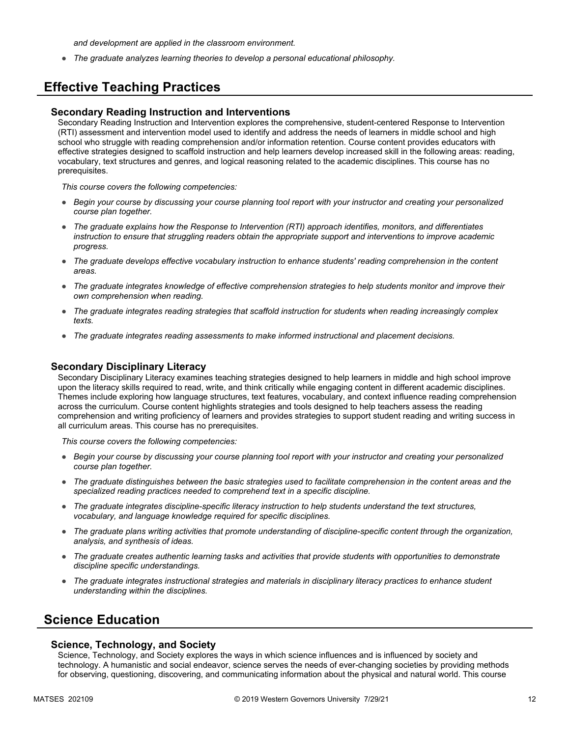*and development are applied in the classroom environment.*

- *The graduate analyzes learning theories to develop a personal educational philosophy.*

## Effective Teaching Practices

### Secondary Reading Instruction and Interventions

Secondary Reading Instruction and Intervention explores the comprehensive, student-centered Response to Intervention (RTI) assessment and intervention model used to identify and address the needs of learners in middle school and high school who struggle with reading comprehension and/or information retention. Course content provides educators with effective strategies designed to scaffold instruction and help learners develop increased skill in the following areas: reading, vocabulary, text structures and genres, and logical reasoning related to the academic disciplines. This course has no prerequisites.

*This course covers the following competencies:*

- *Begin your course by discussing your course planning tool report with your instructor and creating your personalized course plan together.*
- *The graduate explains how the Response to Intervention (RTI) approach identifies, monitors, and differentiates instruction to ensure that struggling readers obtain the appropriate support and interventions to improve academic progress.*
- *The graduate develops effective vocabulary instruction to enhance students' reading comprehension in the content areas.*
- *The graduate integrates knowledge of effective comprehension strategies to help students monitor and improve their own comprehension when reading.*
- *The graduate integrates reading strategies that scaffold instruction for students when reading increasingly complex texts.*
- *The graduate integrates reading assessments to make informed instructional and placement decisions.*

### Secondary Disciplinary Literacy

Secondary Disciplinary Literacy examines teaching strategies designed to help learners in middle and high school improve upon the literacy skills required to read, write, and think critically while engaging content in different academic disciplines. Themes include exploring how language structures, text features, vocabulary, and context influence reading comprehension across the curriculum. Course content highlights strategies and tools designed to help teachers assess the reading comprehension and writing proficiency of learners and provides strategies to support student reading and writing success in all curriculum areas. This course has no prerequisites.

*This course covers the following competencies:*

- *Begin your course by discussing your course planning tool report with your instructor and creating your personalized course plan together.*
- *The graduate distinguishes between the basic strategies used to facilitate comprehension in the content areas and the specialized reading practices needed to comprehend text in a specific discipline.*
- *The graduate integrates discipline-specific literacy instruction to help students understand the text structures, vocabulary, and language knowledge required for specific disciplines.*
- *The graduate plans writing activities that promote understanding of discipline-specific content through the organization, analysis, and synthesis of ideas.*
- *The graduate creates authentic learning tasks and activities that provide students with opportunities to demonstrate discipline specific understandings.*
- *The graduate integrates instructional strategies and materials in disciplinary literacy practices to enhance student understanding within the disciplines.*

## Science Education

### Science, Technology, and Society

Science, Technology, and Society explores the ways in which science influences and is influenced by society and technology. A humanistic and social endeavor, science serves the needs of ever-changing societies by providing methods for observing, questioning, discovering, and communicating information about the physical and natural world. This course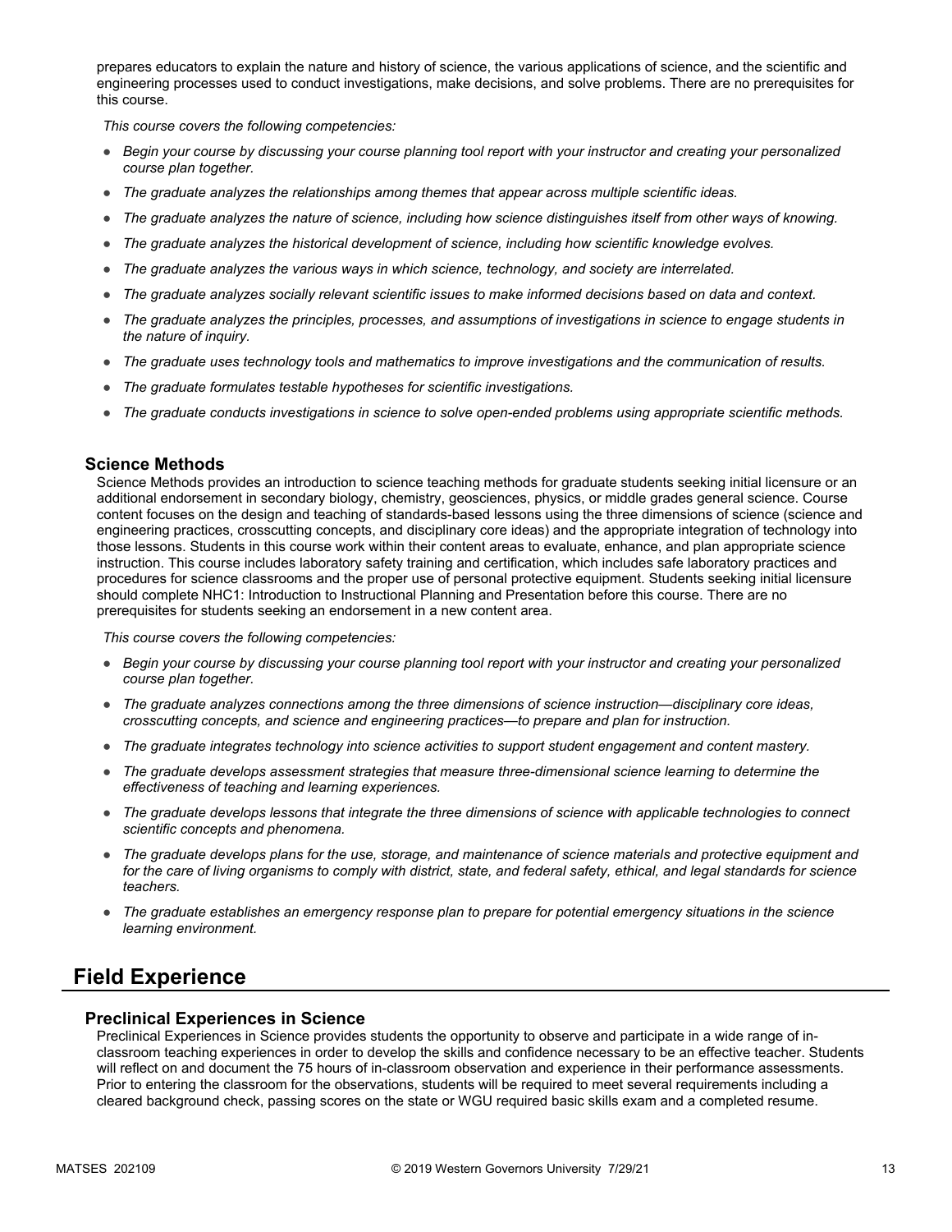prepares educators to explain the nature and history of science, the various applications of science, and the scientific and engineering processes used to conduct investigations, make decisions, and solve problems. There are no prerequisites for this course.

*This course covers the following competencies:*

- *Begin your course by discussing your course planning tool report with your instructor and creating your personalized course plan together.*
- *The graduate analyzes the relationships among themes that appear across multiple scientific ideas.*
- *The graduate analyzes the nature of science, including how science distinguishes itself from other ways of knowing.*
- *The graduate analyzes the historical development of science, including how scientific knowledge evolves.*
- *The graduate analyzes the various ways in which science, technology, and society are interrelated.*
- *The graduate analyzes socially relevant scientific issues to make informed decisions based on data and context.*
- *The graduate analyzes the principles, processes, and assumptions of investigations in science to engage students in the nature of inquiry.*
- *The graduate uses technology tools and mathematics to improve investigations and the communication of results.*
- *The graduate formulates testable hypotheses for scientific investigations.*
- *The graduate conducts investigations in science to solve open-ended problems using appropriate scientific methods.*

### Science Methods

Science Methods provides an introduction to science teaching methods for graduate students seeking initial licensure or an additional endorsement in secondary biology, chemistry, geosciences, physics, or middle grades general science. Course content focuses on the design and teaching of standards-based lessons using the three dimensions of science (science and engineering practices, crosscutting concepts, and disciplinary core ideas) and the appropriate integration of technology into those lessons. Students in this course work within their content areas to evaluate, enhance, and plan appropriate science instruction. This course includes laboratory safety training and certification, which includes safe laboratory practices and procedures for science classrooms and the proper use of personal protective equipment. Students seeking initial licensure should complete NHC1: Introduction to Instructional Planning and Presentation before this course. There are no prerequisites for students seeking an endorsement in a new content area.

*This course covers the following competencies:*

- *Begin your course by discussing your course planning tool report with your instructor and creating your personalized course plan together.*
- *The graduate analyzes connections among the three dimensions of science instruction—disciplinary core ideas, crosscutting concepts, and science and engineering practices—to prepare and plan for instruction.*
- *The graduate integrates technology into science activities to support student engagement and content mastery.*
- *The graduate develops assessment strategies that measure three-dimensional science learning to determine the effectiveness of teaching and learning experiences.*
- *The graduate develops lessons that integrate the three dimensions of science with applicable technologies to connect scientific concepts and phenomena.*
- *The graduate develops plans for the use, storage, and maintenance of science materials and protective equipment and for the care of living organisms to comply with district, state, and federal safety, ethical, and legal standards for science teachers.*
- *The graduate establishes an emergency response plan to prepare for potential emergency situations in the science learning environment.*

## Field Experience

### Preclinical Experiences in Science

Preclinical Experiences in Science provides students the opportunity to observe and participate in a wide range of in-classroom teaching experiences in order to develop the skills and confidence necessary to be an effective teacher. Students will reflect on and document the 75 hours of in-classroom observation and experience in their performance assessments. Prior to entering the classroom for the observations, students will be required to meet several requirements including a cleared background check, passing scores on the state or WGU required basic skills exam and a completed resume.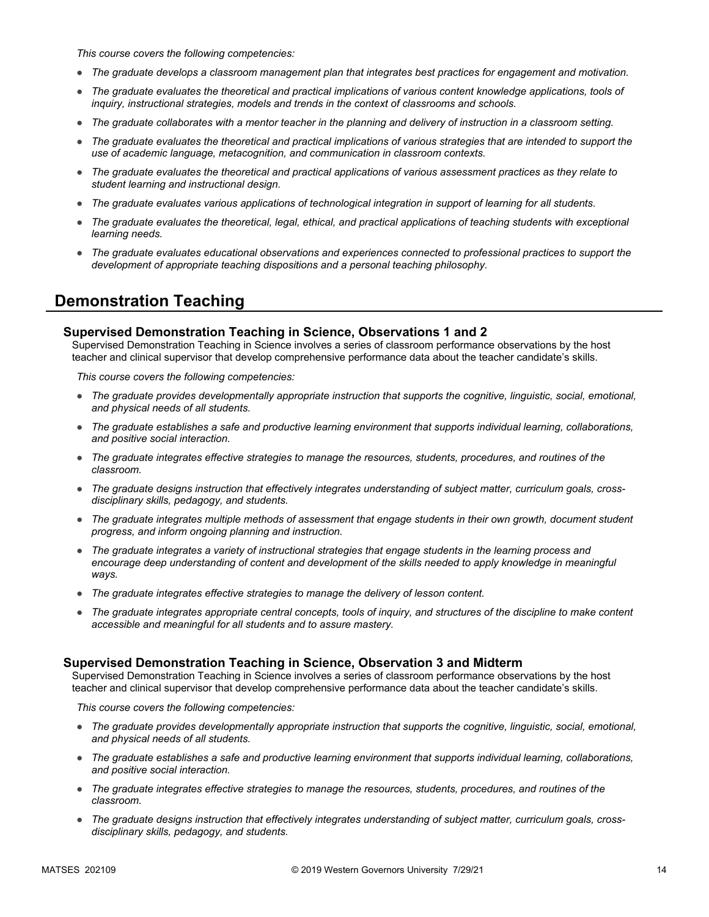*This course covers the following competencies:*

- *The graduate develops a classroom management plan that integrates best practices for engagement and motivation.*
- *The graduate evaluates the theoretical and practical implications of various content knowledge applications, tools of inquiry, instructional strategies, models and trends in the context of classrooms and schools.*
- *The graduate collaborates with a mentor teacher in the planning and delivery of instruction in a classroom setting.*
- *The graduate evaluates the theoretical and practical implications of various strategies that are intended to support the use of academic language, metacognition, and communication in classroom contexts.*
- *The graduate evaluates the theoretical and practical applications of various assessment practices as they relate to student learning and instructional design.*
- *The graduate evaluates various applications of technological integration in support of learning for all students.*
- *The graduate evaluates the theoretical, legal, ethical, and practical applications of teaching students with exceptional learning needs.*
- *The graduate evaluates educational observations and experiences connected to professional practices to support the development of appropriate teaching dispositions and a personal teaching philosophy.*

## Demonstration Teaching

### Supervised Demonstration Teaching in Science, Observations 1 and 2

Supervised Demonstration Teaching in Science involves a series of classroom performance observations by the host teacher and clinical supervisor that develop comprehensive performance data about the teacher candidate's skills.

*This course covers the following competencies:*

- *The graduate provides developmentally appropriate instruction that supports the cognitive, linguistic, social, emotional, and physical needs of all students.*
- *The graduate establishes a safe and productive learning environment that supports individual learning, collaborations, and positive social interaction.*
- *The graduate integrates effective strategies to manage the resources, students, procedures, and routines of the classroom.*
- *The graduate designs instruction that effectively integrates understanding of subject matter, curriculum goals, cross-disciplinary skills, pedagogy, and students.*
- *The graduate integrates multiple methods of assessment that engage students in their own growth, document student progress, and inform ongoing planning and instruction.*
- *The graduate integrates a variety of instructional strategies that engage students in the learning process and encourage deep understanding of content and development of the skills needed to apply knowledge in meaningful ways.*
- *The graduate integrates effective strategies to manage the delivery of lesson content.*
- *The graduate integrates appropriate central concepts, tools of inquiry, and structures of the discipline to make content accessible and meaningful for all students and to assure mastery.*

### Supervised Demonstration Teaching in Science, Observation 3 and Midterm

Supervised Demonstration Teaching in Science involves a series of classroom performance observations by the host teacher and clinical supervisor that develop comprehensive performance data about the teacher candidate's skills.

*This course covers the following competencies:*

- *The graduate provides developmentally appropriate instruction that supports the cognitive, linguistic, social, emotional, and physical needs of all students.*
- *The graduate establishes a safe and productive learning environment that supports individual learning, collaborations, and positive social interaction.*
- *The graduate integrates effective strategies to manage the resources, students, procedures, and routines of the classroom.*
- *The graduate designs instruction that effectively integrates understanding of subject matter, curriculum goals, cross-disciplinary skills, pedagogy, and students.*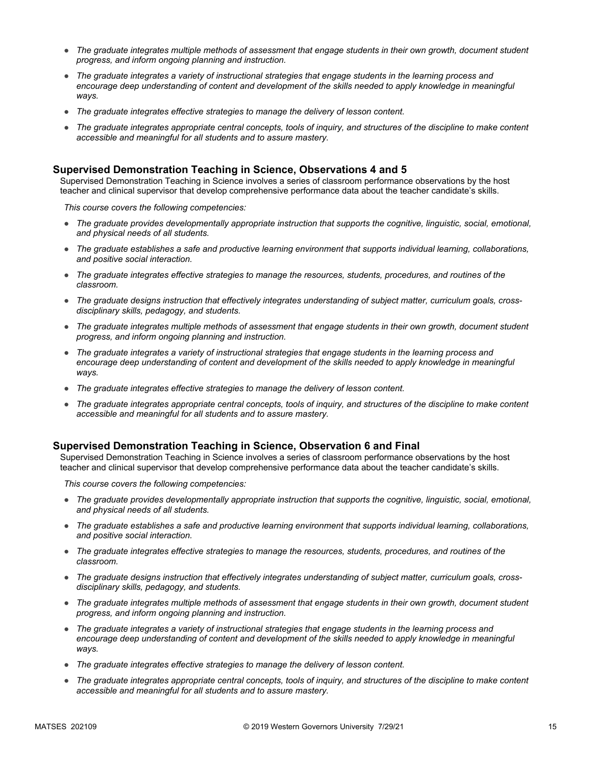- *The graduate integrates multiple methods of assessment that engage students in their own growth, document student progress, and inform ongoing planning and instruction.*
- *The graduate integrates a variety of instructional strategies that engage students in the learning process and encourage deep understanding of content and development of the skills needed to apply knowledge in meaningful ways.*
- *The graduate integrates effective strategies to manage the delivery of lesson content.*
- *The graduate integrates appropriate central concepts, tools of inquiry, and structures of the discipline to make content accessible and meaningful for all students and to assure mastery.*

### Supervised Demonstration Teaching in Science, Observations 4 and 5

Supervised Demonstration Teaching in Science involves a series of classroom performance observations by the host teacher and clinical supervisor that develop comprehensive performance data about the teacher candidate's skills.

*This course covers the following competencies:*

- *The graduate provides developmentally appropriate instruction that supports the cognitive, linguistic, social, emotional, and physical needs of all students.*
- *The graduate establishes a safe and productive learning environment that supports individual learning, collaborations, and positive social interaction.*
- *The graduate integrates effective strategies to manage the resources, students, procedures, and routines of the classroom.*
- *The graduate designs instruction that effectively integrates understanding of subject matter, curriculum goals, cross-disciplinary skills, pedagogy, and students.*
- *The graduate integrates multiple methods of assessment that engage students in their own growth, document student progress, and inform ongoing planning and instruction.*
- *The graduate integrates a variety of instructional strategies that engage students in the learning process and encourage deep understanding of content and development of the skills needed to apply knowledge in meaningful ways.*
- *The graduate integrates effective strategies to manage the delivery of lesson content.*
- *The graduate integrates appropriate central concepts, tools of inquiry, and structures of the discipline to make content accessible and meaningful for all students and to assure mastery.*

### Supervised Demonstration Teaching in Science, Observation 6 and Final

Supervised Demonstration Teaching in Science involves a series of classroom performance observations by the host teacher and clinical supervisor that develop comprehensive performance data about the teacher candidate's skills.

*This course covers the following competencies:*

- *The graduate provides developmentally appropriate instruction that supports the cognitive, linguistic, social, emotional, and physical needs of all students.*
- *The graduate establishes a safe and productive learning environment that supports individual learning, collaborations, and positive social interaction.*
- *The graduate integrates effective strategies to manage the resources, students, procedures, and routines of the classroom.*
- *The graduate designs instruction that effectively integrates understanding of subject matter, curriculum goals, cross-disciplinary skills, pedagogy, and students.*
- *The graduate integrates multiple methods of assessment that engage students in their own growth, document student progress, and inform ongoing planning and instruction.*
- *The graduate integrates a variety of instructional strategies that engage students in the learning process and encourage deep understanding of content and development of the skills needed to apply knowledge in meaningful ways.*
- *The graduate integrates effective strategies to manage the delivery of lesson content.*
- *The graduate integrates appropriate central concepts, tools of inquiry, and structures of the discipline to make content accessible and meaningful for all students and to assure mastery.*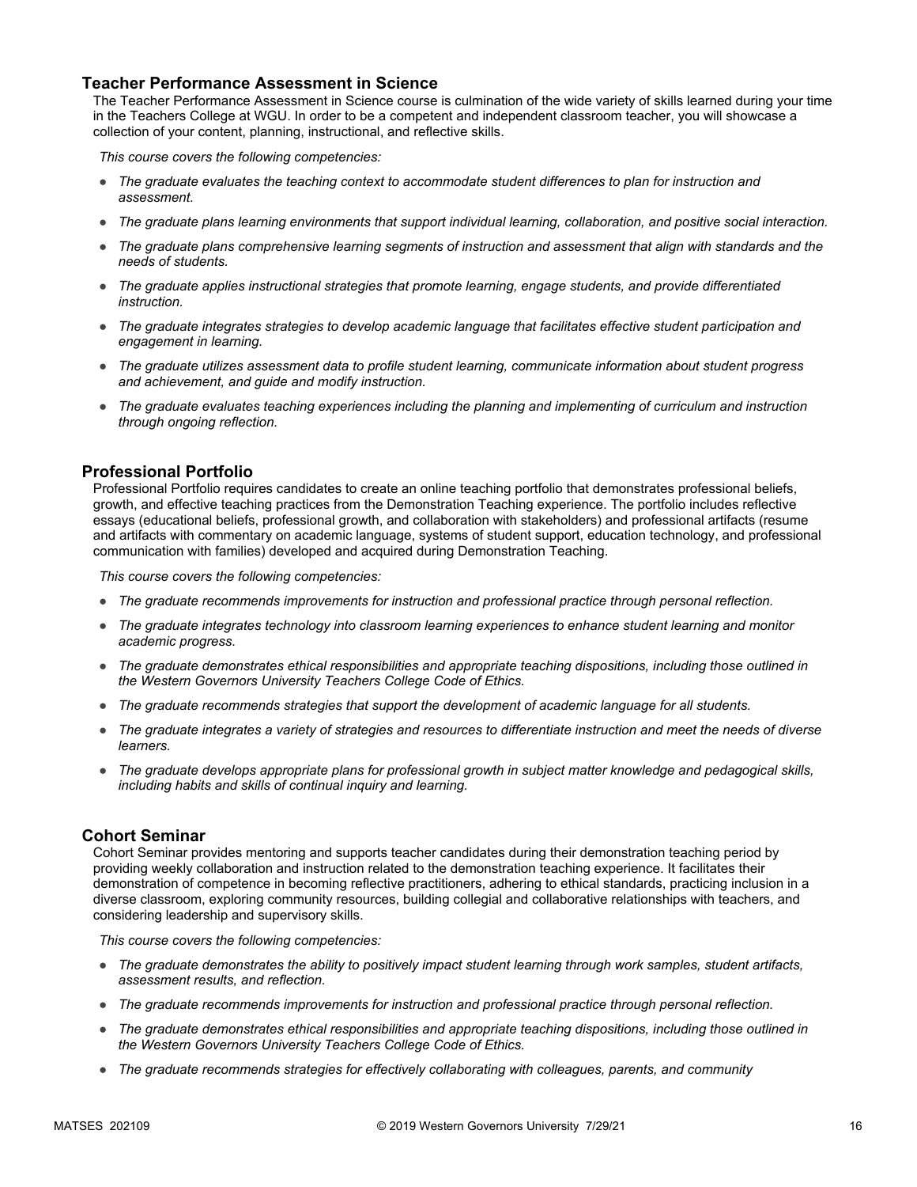## Teacher Performance Assessment in Science

The Teacher Performance Assessment in Science course is culmination of the wide variety of skills learned during your time in the Teachers College at WGU. In order to be a competent and independent classroom teacher, you will showcase a collection of your content, planning, instructional, and reflective skills.

*This course covers the following competencies:*

- *The graduate evaluates the teaching context to accommodate student differences to plan for instruction and assessment.*
- *The graduate plans learning environments that support individual learning, collaboration, and positive social interaction.*
- *The graduate plans comprehensive learning segments of instruction and assessment that align with standards and the needs of students.*
- *The graduate applies instructional strategies that promote learning, engage students, and provide differentiated instruction.*
- *The graduate integrates strategies to develop academic language that facilitates effective student participation and engagement in learning.*
- *The graduate utilizes assessment data to profile student learning, communicate information about student progress and achievement, and guide and modify instruction.*
- *The graduate evaluates teaching experiences including the planning and implementing of curriculum and instruction through ongoing reflection.*

## Professional Portfolio

Professional Portfolio requires candidates to create an online teaching portfolio that demonstrates professional beliefs, growth, and effective teaching practices from the Demonstration Teaching experience. The portfolio includes reflective essays (educational beliefs, professional growth, and collaboration with stakeholders) and professional artifacts (resume and artifacts with commentary on academic language, systems of student support, education technology, and professional communication with families) developed and acquired during Demonstration Teaching.

*This course covers the following competencies:*

- *The graduate recommends improvements for instruction and professional practice through personal reflection.*
- *The graduate integrates technology into classroom learning experiences to enhance student learning and monitor academic progress.*
- *The graduate demonstrates ethical responsibilities and appropriate teaching dispositions, including those outlined in the Western Governors University Teachers College Code of Ethics.*
- *The graduate recommends strategies that support the development of academic language for all students.*
- *The graduate integrates a variety of strategies and resources to differentiate instruction and meet the needs of diverse learners.*
- *The graduate develops appropriate plans for professional growth in subject matter knowledge and pedagogical skills, including habits and skills of continual inquiry and learning.*

## Cohort Seminar

Cohort Seminar provides mentoring and supports teacher candidates during their demonstration teaching period by providing weekly collaboration and instruction related to the demonstration teaching experience. It facilitates their demonstration of competence in becoming reflective practitioners, adhering to ethical standards, practicing inclusion in a diverse classroom, exploring community resources, building collegial and collaborative relationships with teachers, and considering leadership and supervisory skills.

*This course covers the following competencies:*

- *The graduate demonstrates the ability to positively impact student learning through work samples, student artifacts, assessment results, and reflection.*
- *The graduate recommends improvements for instruction and professional practice through personal reflection.*
- *The graduate demonstrates ethical responsibilities and appropriate teaching dispositions, including those outlined in the Western Governors University Teachers College Code of Ethics.*
- *The graduate recommends strategies for effectively collaborating with colleagues, parents, and community*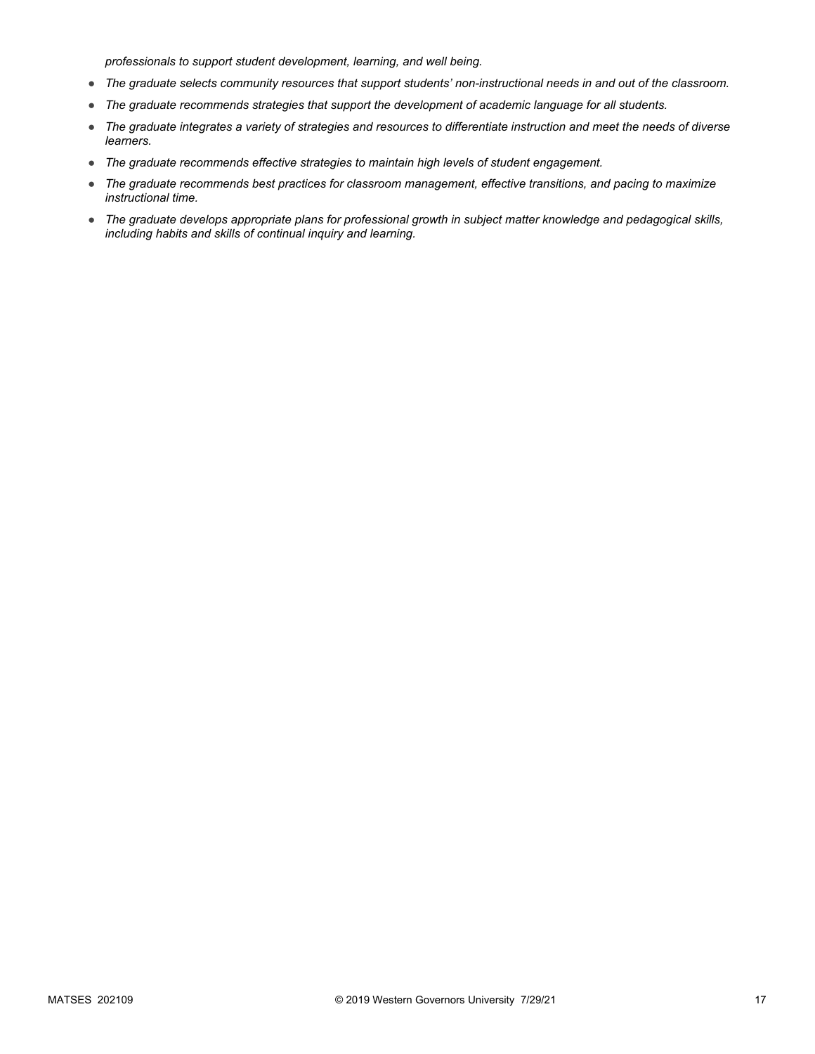*professionals to support student development, learning, and well being.*

- *The graduate selects community resources that support students' non-instructional needs in and out of the classroom.*
- *The graduate recommends strategies that support the development of academic language for all students.*
- *The graduate integrates a variety of strategies and resources to differentiate instruction and meet the needs of diverse learners.*
- *The graduate recommends effective strategies to maintain high levels of student engagement.*
- *The graduate recommends best practices for classroom management, effective transitions, and pacing to maximize instructional time.*
- *The graduate develops appropriate plans for professional growth in subject matter knowledge and pedagogical skills, including habits and skills of continual inquiry and learning.*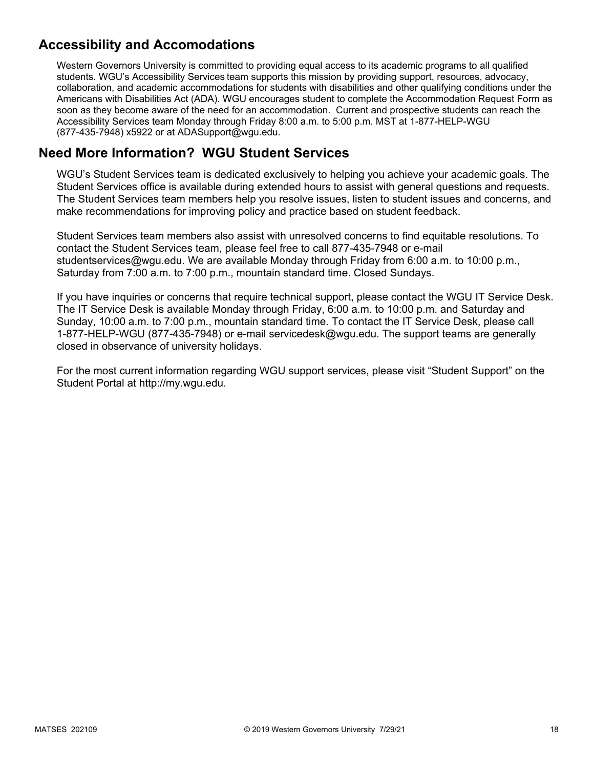## Accessibility and Accomodations

Western Governors University is committed to providing equal access to its academic programs to all qualified students. WGU's Accessibility Services team supports this mission by providing support, resources, advocacy, collaboration, and academic accommodations for students with disabilities and other qualifying conditions under the Americans with Disabilities Act (ADA). WGU encourages student to complete the Accommodation Request Form as soon as they become aware of the need for an accommodation. Current and prospective students can reach the Accessibility Services team Monday through Friday 8:00 a.m. to 5:00 p.m. MST at 1-877-HELP-WGU (877-435-7948) x5922 or at ADASupport@wgu.edu.

## Need More Information? WGU Student Services

WGU's Student Services team is dedicated exclusively to helping you achieve your academic goals. The Student Services office is available during extended hours to assist with general questions and requests. The Student Services team members help you resolve issues, listen to student issues and concerns, and make recommendations for improving policy and practice based on student feedback.

Student Services team members also assist with unresolved concerns to find equitable resolutions. To contact the Student Services team, please feel free to call 877-435-7948 or e-mail studentservices@wgu.edu. We are available Monday through Friday from 6:00 a.m. to 10:00 p.m., Saturday from 7:00 a.m. to 7:00 p.m., mountain standard time. Closed Sundays.

If you have inquiries or concerns that require technical support, please contact the WGU IT Service Desk. The IT Service Desk is available Monday through Friday, 6:00 a.m. to 10:00 p.m. and Saturday and Sunday, 10:00 a.m. to 7:00 p.m., mountain standard time. To contact the IT Service Desk, please call 1-877-HELP-WGU (877-435-7948) or e-mail servicedesk@wgu.edu. The support teams are generally closed in observance of university holidays.

For the most current information regarding WGU support services, please visit "Student Support" on the Student Portal at http://my.wgu.edu.